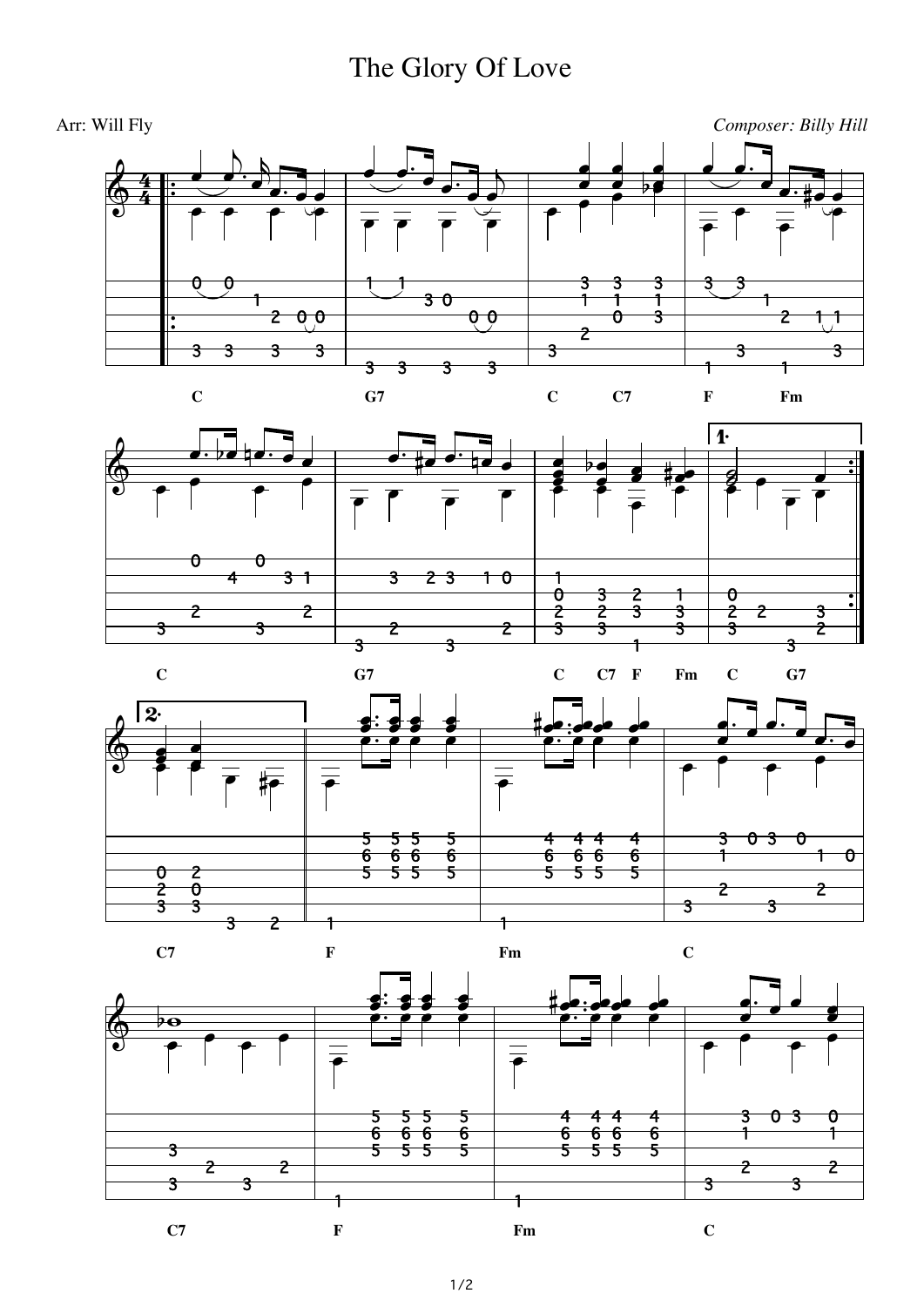# The Glory Of Love

Arr: Will Fly

*Composer: Billy Hill*

C G7 C C7 F Fm

C G7 C C7 F Fm C G7

C7 F Fm C

C7 F Fm C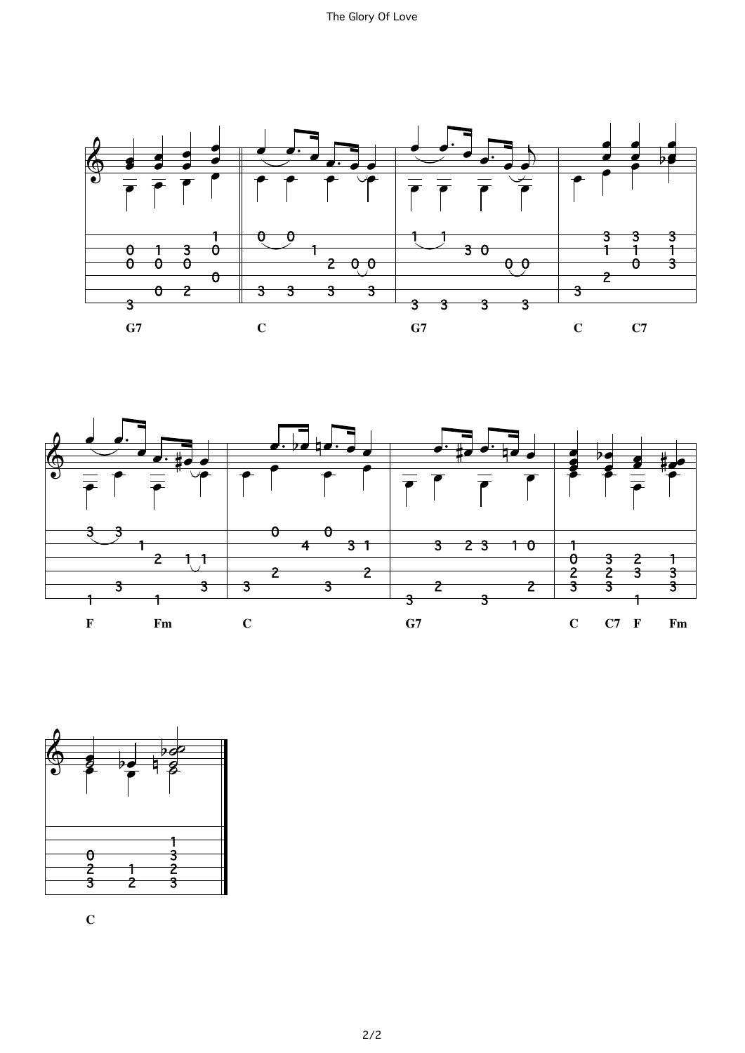G7 C G7 C C7

F Fm C G7 C C7 F Fm

C